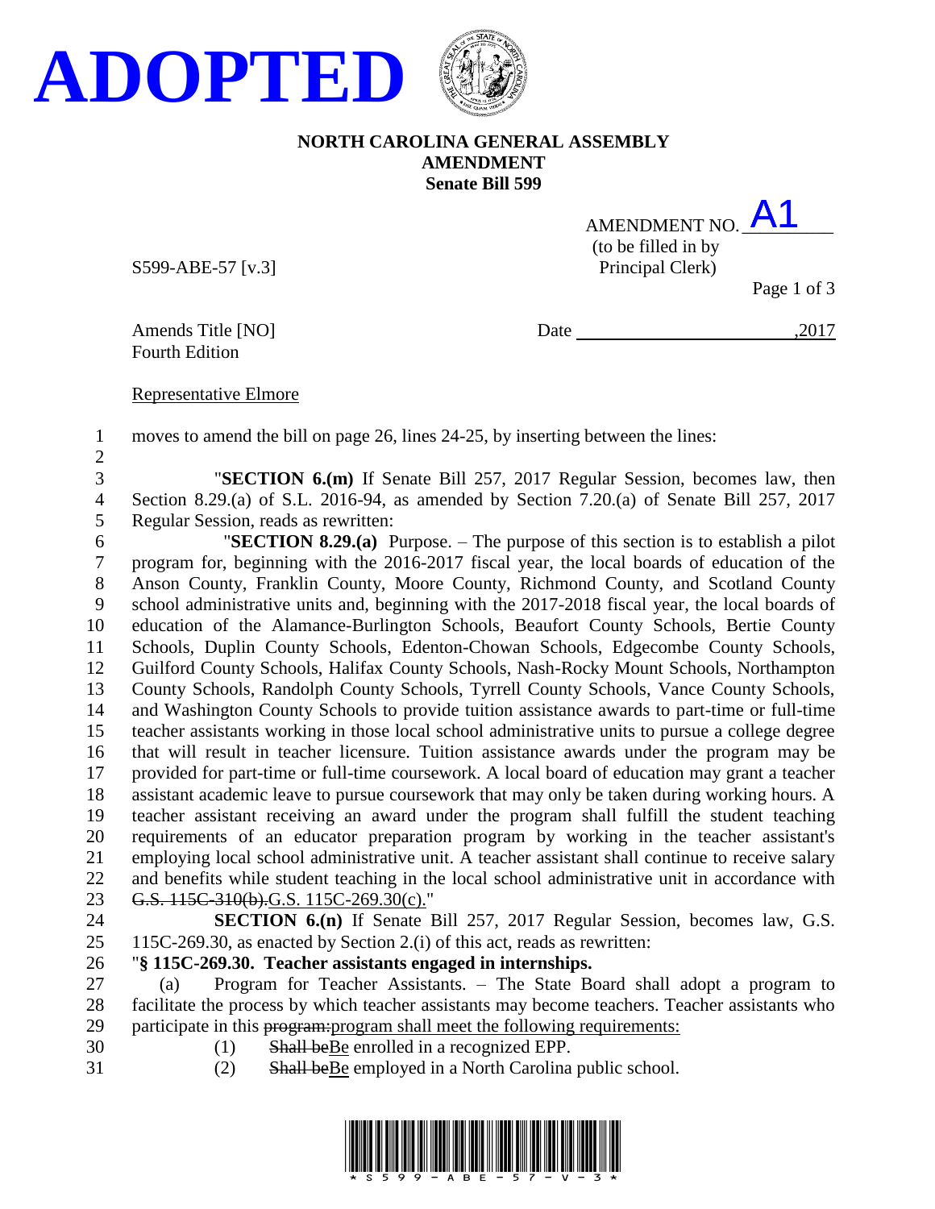# ADOPTED

**NORTH CAROLINA GENERAL ASSEMBLY**
**AMENDMENT**
**Senate Bill 599**

AMENDMENT NO. A1
(to be filled in by Principal Clerk)

S599-ABE-57 [v.3]

Amends Title [NO]
Fourth Edition

Date ________________________,2017

Representative Elmore

1 moves to amend the bill on page 26, lines 24-25, by inserting between the lines:

2

3 "**SECTION 6.(m)** If Senate Bill 257, 2017 Regular Session, becomes law, then
4 Section 8.29.(a) of S.L. 2016-94, as amended by Section 7.20.(a) of Senate Bill 257, 2017
5 Regular Session, reads as rewritten:
6 "**SECTION 8.29.(a)** Purpose. – The purpose of this section is to establish a pilot
7 program for, beginning with the 2016-2017 fiscal year, the local boards of education of the
8 Anson County, Franklin County, Moore County, Richmond County, and Scotland County
9 school administrative units and, beginning with the 2017-2018 fiscal year, the local boards of
10 education of the Alamance-Burlington Schools, Beaufort County Schools, Bertie County
11 Schools, Duplin County Schools, Edenton-Chowan Schools, Edgecombe County Schools,
12 Guilford County Schools, Halifax County Schools, Nash-Rocky Mount Schools, Northampton
13 County Schools, Randolph County Schools, Tyrrell County Schools, Vance County Schools,
14 and Washington County Schools to provide tuition assistance awards to part-time or full-time
15 teacher assistants working in those local school administrative units to pursue a college degree
16 that will result in teacher licensure. Tuition assistance awards under the program may be
17 provided for part-time or full-time coursework. A local board of education may grant a teacher
18 assistant academic leave to pursue coursework that may only be taken during working hours. A
19 teacher assistant receiving an award under the program shall fulfill the student teaching
20 requirements of an educator preparation program by working in the teacher assistant's
21 employing local school administrative unit. A teacher assistant shall continue to receive salary
22 and benefits while student teaching in the local school administrative unit in accordance with
23 ~~G.S. 115C-310(b).~~G.S. 115C-269.30(c)."
24 **SECTION 6.(n)** If Senate Bill 257, 2017 Regular Session, becomes law, G.S.
25 115C-269.30, as enacted by Section 2.(i) of this act, reads as rewritten:
26 "**§ 115C-269.30. Teacher assistants engaged in internships.**
27 (a) Program for Teacher Assistants. – The State Board shall adopt a program to
28 facilitate the process by which teacher assistants may become teachers. Teacher assistants who
29 participate in this ~~program:~~program shall meet the following requirements:
30 (1) ~~Shall be~~Be enrolled in a recognized EPP.
31 (2) ~~Shall be~~Be employed in a North Carolina public school.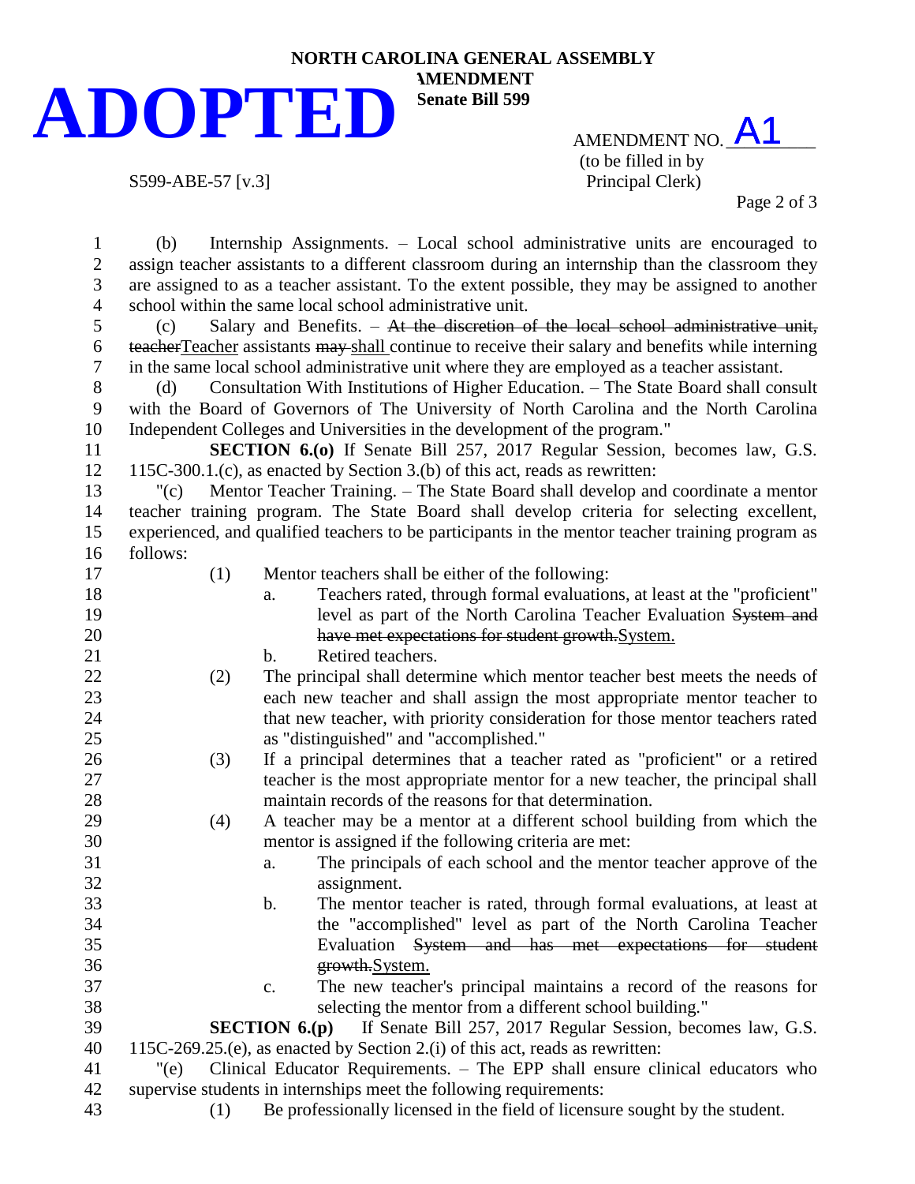(b) Internship Assignments. – Local school administrative units are encouraged to assign teacher assistants to a different classroom during an internship than the classroom they are assigned to as a teacher assistant. To the extent possible, they may be assigned to another school within the same local school administrative unit.

(c) Salary and Benefits. – ~~At the discretion of the local school administrative unit, teacher~~<u>Teacher</u> assistants ~~may~~ <u>shall</u> continue to receive their salary and benefits while interning in the same local school administrative unit where they are employed as a teacher assistant.

(d) Consultation With Institutions of Higher Education. – The State Board shall consult with the Board of Governors of The University of North Carolina and the North Carolina Independent Colleges and Universities in the development of the program."

**SECTION 6.(o)** If Senate Bill 257, 2017 Regular Session, becomes law, G.S. 115C-300.1.(c), as enacted by Section 3.(b) of this act, reads as rewritten:

"(c) Mentor Teacher Training. – The State Board shall develop and coordinate a mentor teacher training program. The State Board shall develop criteria for selecting excellent, experienced, and qualified teachers to be participants in the mentor teacher training program as follows:

(1) Mentor teachers shall be either of the following:
  a. Teachers rated, through formal evaluations, at least at the "proficient" level as part of the North Carolina Teacher Evaluation ~~System and have met expectations for student growth.~~<u>System.</u>
  b. Retired teachers.

(2) The principal shall determine which mentor teacher best meets the needs of each new teacher and shall assign the most appropriate mentor teacher to that new teacher, with priority consideration for those mentor teachers rated as "distinguished" and "accomplished."

(3) If a principal determines that a teacher rated as "proficient" or a retired teacher is the most appropriate mentor for a new teacher, the principal shall maintain records of the reasons for that determination.

(4) A teacher may be a mentor at a different school building from which the mentor is assigned if the following criteria are met:
  a. The principals of each school and the mentor teacher approve of the assignment.
  b. The mentor teacher is rated, through formal evaluations, at least at the "accomplished" level as part of the North Carolina Teacher Evaluation ~~System and has met expectations for student growth.~~<u>System.</u>
  c. The new teacher's principal maintains a record of the reasons for selecting the mentor from a different school building."

**SECTION 6.(p)** If Senate Bill 257, 2017 Regular Session, becomes law, G.S. 115C-269.25.(e), as enacted by Section 2.(i) of this act, reads as rewritten:

"(e) Clinical Educator Requirements. – The EPP shall ensure clinical educators who supervise students in internships meet the following requirements:

(1) Be professionally licensed in the field of licensure sought by the student.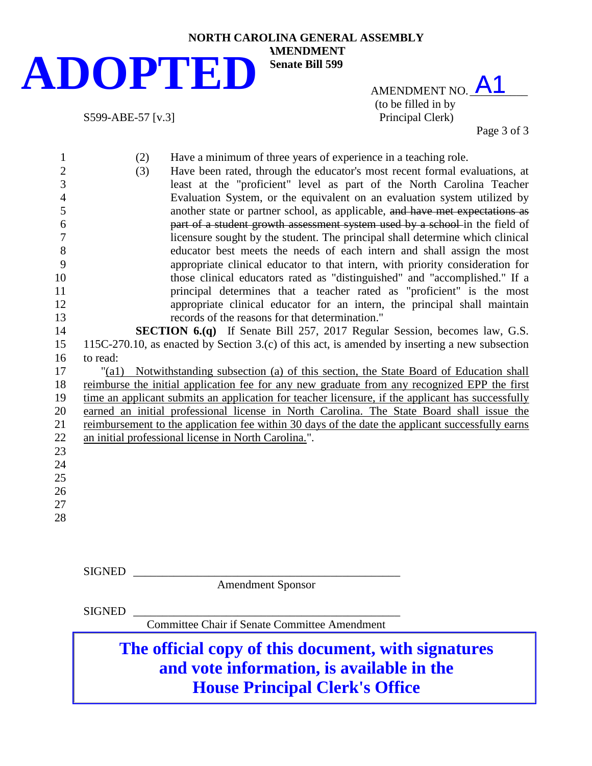**NORTH CAROLINA GENERAL ASSEMBLY**
**AMENDMENT**
**Senate Bill 599**

**ADOPTED**

AMENDMENT NO. A1
(to be filled in by Principal Clerk)

S599-ABE-57 [v.3]

(2) Have a minimum of three years of experience in a teaching role.

(3) Have been rated, through the educator's most recent formal evaluations, at least at the "proficient" level as part of the North Carolina Teacher Evaluation System, or the equivalent on an evaluation system utilized by another state or partner school, as applicable, ~~and have met expectations as part of a student growth assessment system used by a school~~ in the field of licensure sought by the student. The principal shall determine which clinical educator best meets the needs of each intern and shall assign the most appropriate clinical educator to that intern, with priority consideration for those clinical educators rated as "distinguished" and "accomplished." If a principal determines that a teacher rated as "proficient" is the most appropriate clinical educator for an intern, the principal shall maintain records of the reasons for that determination."

**SECTION 6.(q)** If Senate Bill 257, 2017 Regular Session, becomes law, G.S. 115C-270.10, as enacted by Section 3.(c) of this act, is amended by inserting a new subsection to read:

"(a1) Notwithstanding subsection (a) of this section, the State Board of Education shall reimburse the initial application fee for any new graduate from any recognized EPP the first time an applicant submits an application for teacher licensure, if the applicant has successfully earned an initial professional license in North Carolina. The State Board shall issue the reimbursement to the application fee within 30 days of the date the applicant successfully earns an initial professional license in North Carolina.".

SIGNED ______________________________________________
Amendment Sponsor

SIGNED ______________________________________________
Committee Chair if Senate Committee Amendment

**The official copy of this document, with signatures and vote information, is available in the House Principal Clerk's Office**